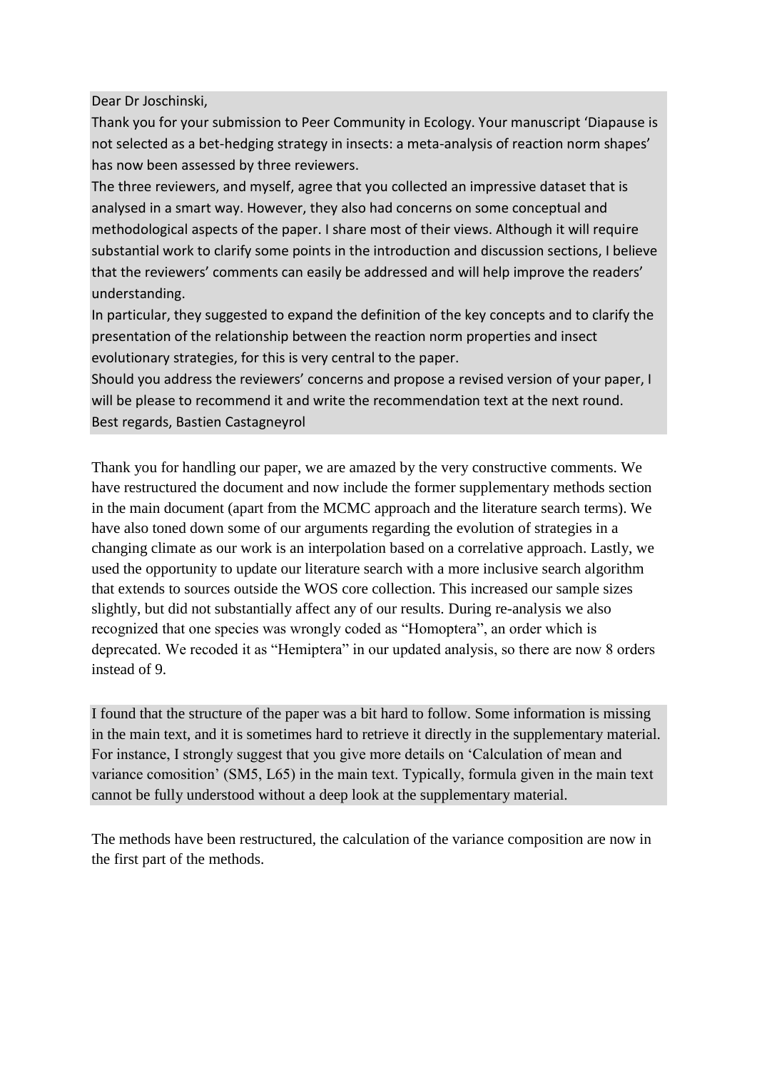Dear Dr Joschinski,

Thank you for your submission to Peer Community in Ecology. Your manuscript 'Diapause is not selected as a bet-hedging strategy in insects: a meta-analysis of reaction norm shapes' has now been assessed by three reviewers.

The three reviewers, and myself, agree that you collected an impressive dataset that is analysed in a smart way. However, they also had concerns on some conceptual and methodological aspects of the paper. I share most of their views. Although it will require substantial work to clarify some points in the introduction and discussion sections, I believe that the reviewers' comments can easily be addressed and will help improve the readers' understanding.

In particular, they suggested to expand the definition of the key concepts and to clarify the presentation of the relationship between the reaction norm properties and insect evolutionary strategies, for this is very central to the paper.

Should you address the reviewers' concerns and propose a revised version of your paper, I will be please to recommend it and write the recommendation text at the next round.

Best regards, Bastien Castagneyrol

Thank you for handling our paper, we are amazed by the very constructive comments. We have restructured the document and now include the former supplementary methods section in the main document (apart from the MCMC approach and the literature search terms). We have also toned down some of our arguments regarding the evolution of strategies in a changing climate as our work is an interpolation based on a correlative approach. Lastly, we used the opportunity to update our literature search with a more inclusive search algorithm that extends to sources outside the WOS core collection. This increased our sample sizes slightly, but did not substantially affect any of our results. During re-analysis we also recognized that one species was wrongly coded as "Homoptera", an order which is deprecated. We recoded it as "Hemiptera" in our updated analysis, so there are now 8 orders instead of 9.

I found that the structure of the paper was a bit hard to follow. Some information is missing in the main text, and it is sometimes hard to retrieve it directly in the supplementary material. For instance, I strongly suggest that you give more details on 'Calculation of mean and variance comosition' (SM5, L65) in the main text. Typically, formula given in the main text cannot be fully understood without a deep look at the supplementary material.

The methods have been restructured, the calculation of the variance composition are now in the first part of the methods.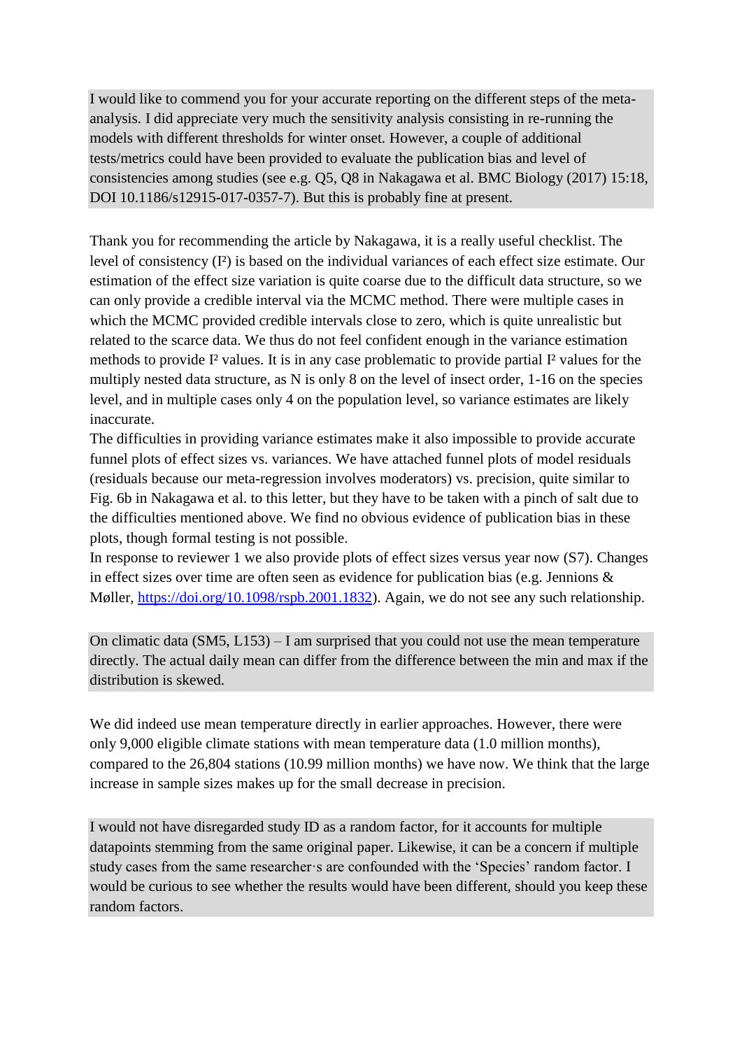I would like to commend you for your accurate reporting on the different steps of the meta-analysis. I did appreciate very much the sensitivity analysis consisting in re-running the models with different thresholds for winter onset. However, a couple of additional tests/metrics could have been provided to evaluate the publication bias and level of consistencies among studies (see e.g. Q5, Q8 in Nakagawa et al. BMC Biology (2017) 15:18, DOI 10.1186/s12915-017-0357-7). But this is probably fine at present.

Thank you for recommending the article by Nakagawa, it is a really useful checklist. The level of consistency ($I^2$) is based on the individual variances of each effect size estimate. Our estimation of the effect size variation is quite coarse due to the difficult data structure, so we can only provide a credible interval via the MCMC method. There were multiple cases in which the MCMC provided credible intervals close to zero, which is quite unrealistic but related to the scarce data. We thus do not feel confident enough in the variance estimation methods to provide $I^2$ values. It is in any case problematic to provide partial $I^2$ values for the multiply nested data structure, as N is only 8 on the level of insect order, 1-16 on the species level, and in multiple cases only 4 on the population level, so variance estimates are likely inaccurate.
The difficulties in providing variance estimates make it also impossible to provide accurate funnel plots of effect sizes vs. variances. We have attached funnel plots of model residuals (residuals because our meta-regression involves moderators) vs. precision, quite similar to Fig. 6b in Nakagawa et al. to this letter, but they have to be taken with a pinch of salt due to the difficulties mentioned above. We find no obvious evidence of publication bias in these plots, though formal testing is not possible.
In response to reviewer 1 we also provide plots of effect sizes versus year now (S7). Changes in effect sizes over time are often seen as evidence for publication bias (e.g. Jennions & Møller, https://doi.org/10.1098/rspb.2001.1832). Again, we do not see any such relationship.

On climatic data (SM5, L153) – I am surprised that you could not use the mean temperature directly. The actual daily mean can differ from the difference between the min and max if the distribution is skewed.

We did indeed use mean temperature directly in earlier approaches. However, there were only 9,000 eligible climate stations with mean temperature data (1.0 million months), compared to the 26,804 stations (10.99 million months) we have now. We think that the large increase in sample sizes makes up for the small decrease in precision.

I would not have disregarded study ID as a random factor, for it accounts for multiple datapoints stemming from the same original paper. Likewise, it can be a concern if multiple study cases from the same researcher·s are confounded with the 'Species' random factor. I would be curious to see whether the results would have been different, should you keep these random factors.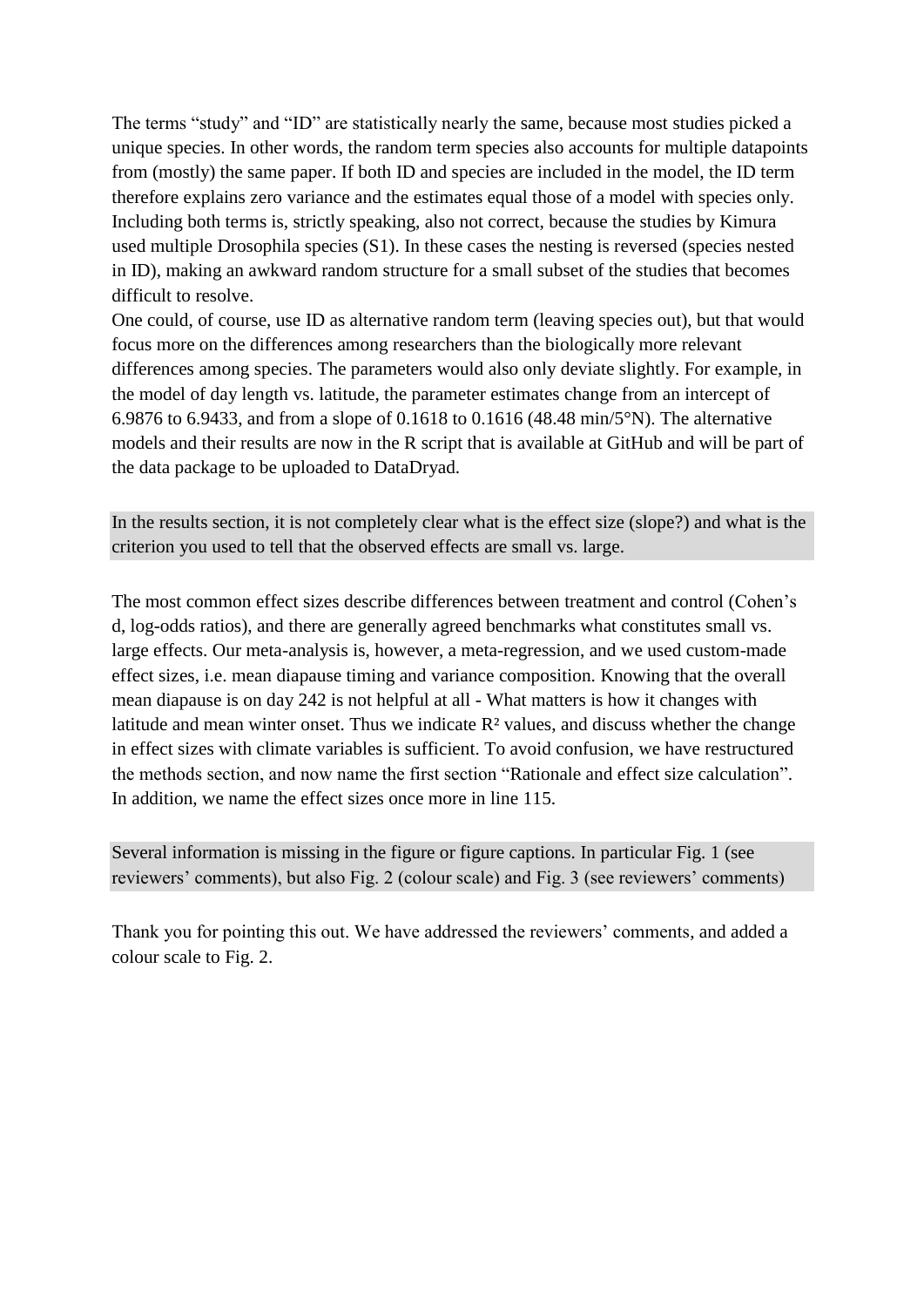The terms “study” and “ID” are statistically nearly the same, because most studies picked a unique species. In other words, the random term species also accounts for multiple datapoints from (mostly) the same paper. If both ID and species are included in the model, the ID term therefore explains zero variance and the estimates equal those of a model with species only. Including both terms is, strictly speaking, also not correct, because the studies by Kimura used multiple Drosophila species (S1). In these cases the nesting is reversed (species nested in ID), making an awkward random structure for a small subset of the studies that becomes difficult to resolve.

One could, of course, use ID as alternative random term (leaving species out), but that would focus more on the differences among researchers than the biologically more relevant differences among species. The parameters would also only deviate slightly. For example, in the model of day length vs. latitude, the parameter estimates change from an intercept of 6.9876 to 6.9433, and from a slope of 0.1618 to 0.1616 (48.48 min/5°N). The alternative models and their results are now in the R script that is available at GitHub and will be part of the data package to be uploaded to DataDryad.

In the results section, it is not completely clear what is the effect size (slope?) and what is the criterion you used to tell that the observed effects are small vs. large.

The most common effect sizes describe differences between treatment and control (Cohen’s d, log-odds ratios), and there are generally agreed benchmarks what constitutes small vs. large effects. Our meta-analysis is, however, a meta-regression, and we used custom-made effect sizes, i.e. mean diapause timing and variance composition. Knowing that the overall mean diapause is on day 242 is not helpful at all - What matters is how it changes with latitude and mean winter onset. Thus we indicate $R^2$ values, and discuss whether the change in effect sizes with climate variables is sufficient. To avoid confusion, we have restructured the methods section, and now name the first section “Rationale and effect size calculation”. In addition, we name the effect sizes once more in line 115.

Several information is missing in the figure or figure captions. In particular Fig. 1 (see reviewers’ comments), but also Fig. 2 (colour scale) and Fig. 3 (see reviewers’ comments)

Thank you for pointing this out. We have addressed the reviewers’ comments, and added a colour scale to Fig. 2.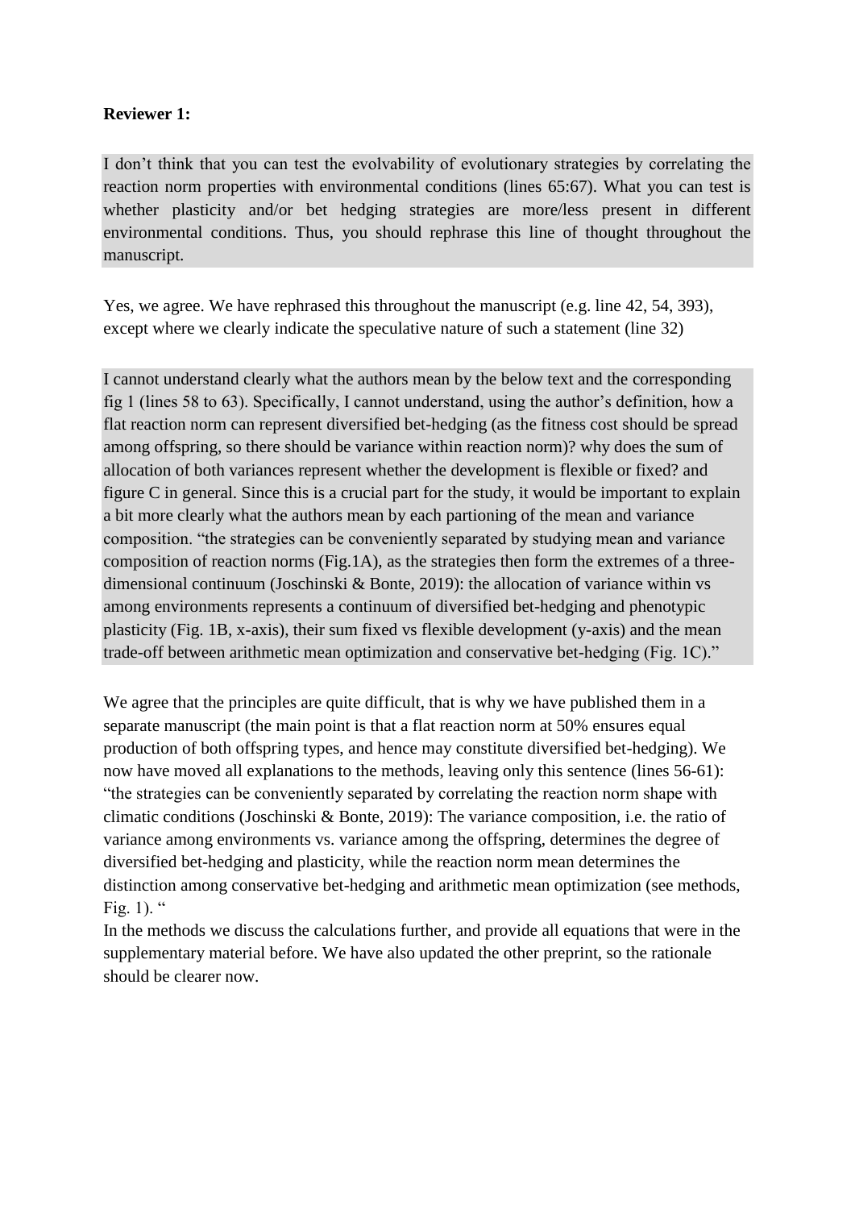**Reviewer 1:**

I don't think that you can test the evolvability of evolutionary strategies by correlating the reaction norm properties with environmental conditions (lines 65:67). What you can test is whether plasticity and/or bet hedging strategies are more/less present in different environmental conditions. Thus, you should rephrase this line of thought throughout the manuscript.

Yes, we agree. We have rephrased this throughout the manuscript (e.g. line 42, 54, 393), except where we clearly indicate the speculative nature of such a statement (line 32)

I cannot understand clearly what the authors mean by the below text and the corresponding fig 1 (lines 58 to 63). Specifically, I cannot understand, using the author's definition, how a flat reaction norm can represent diversified bet-hedging (as the fitness cost should be spread among offspring, so there should be variance within reaction norm)? why does the sum of allocation of both variances represent whether the development is flexible or fixed? and figure C in general. Since this is a crucial part for the study, it would be important to explain a bit more clearly what the authors mean by each partioning of the mean and variance composition. "the strategies can be conveniently separated by studying mean and variance composition of reaction norms (Fig.1A), as the strategies then form the extremes of a three-dimensional continuum (Joschinski & Bonte, 2019): the allocation of variance within vs among environments represents a continuum of diversified bet-hedging and phenotypic plasticity (Fig. 1B, x-axis), their sum fixed vs flexible development (y-axis) and the mean trade-off between arithmetic mean optimization and conservative bet-hedging (Fig. 1C)."

We agree that the principles are quite difficult, that is why we have published them in a separate manuscript (the main point is that a flat reaction norm at 50% ensures equal production of both offspring types, and hence may constitute diversified bet-hedging). We now have moved all explanations to the methods, leaving only this sentence (lines 56-61): "the strategies can be conveniently separated by correlating the reaction norm shape with climatic conditions (Joschinski & Bonte, 2019): The variance composition, i.e. the ratio of variance among environments vs. variance among the offspring, determines the degree of diversified bet-hedging and plasticity, while the reaction norm mean determines the distinction among conservative bet-hedging and arithmetic mean optimization (see methods, Fig. 1). "

In the methods we discuss the calculations further, and provide all equations that were in the supplementary material before. We have also updated the other preprint, so the rationale should be clearer now.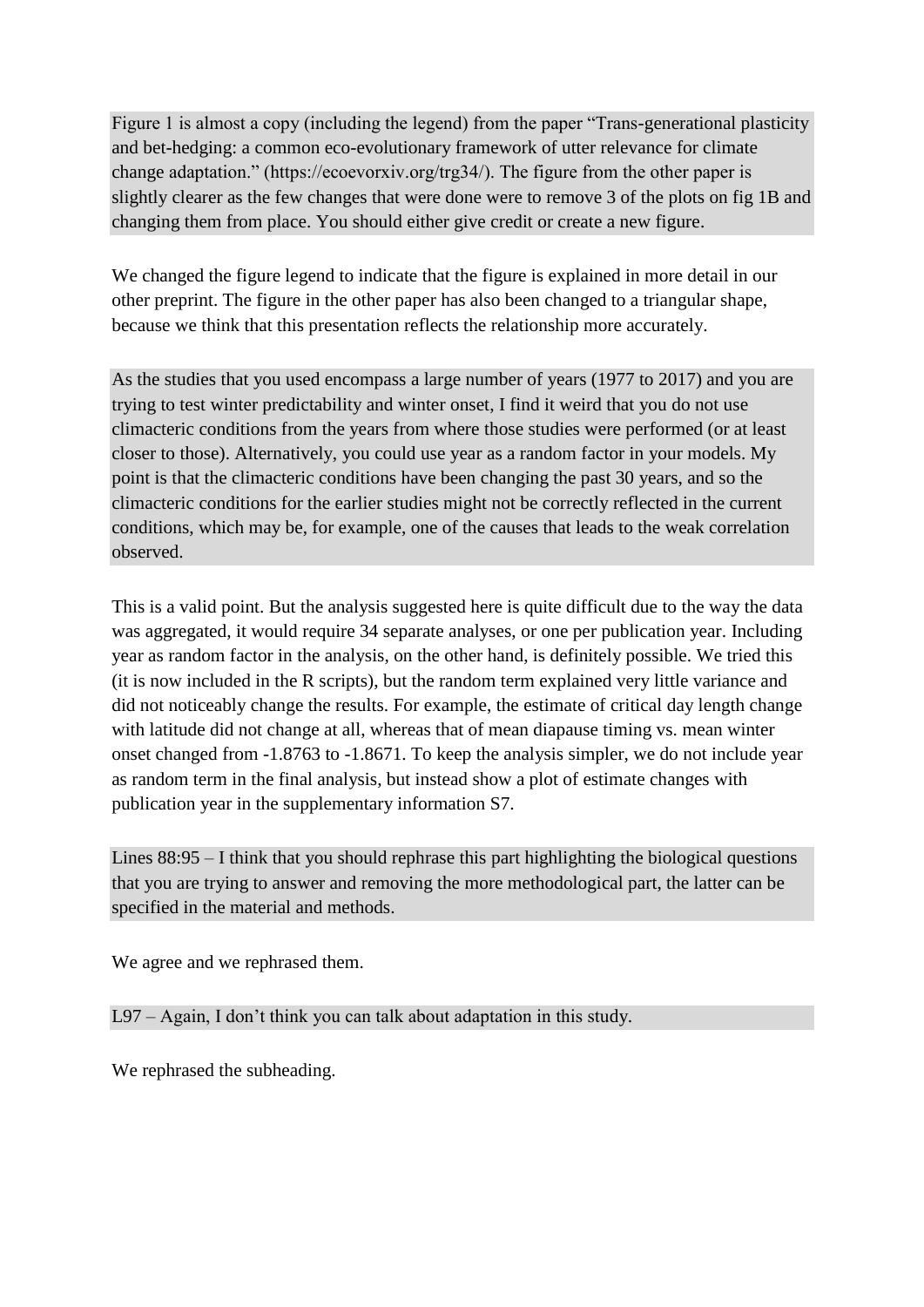Figure 1 is almost a copy (including the legend) from the paper "Trans-generational plasticity and bet-hedging: a common eco-evolutionary framework of utter relevance for climate change adaptation." (https://ecoevorxiv.org/trg34/). The figure from the other paper is slightly clearer as the few changes that were done were to remove 3 of the plots on fig 1B and changing them from place. You should either give credit or create a new figure.

We changed the figure legend to indicate that the figure is explained in more detail in our other preprint. The figure in the other paper has also been changed to a triangular shape, because we think that this presentation reflects the relationship more accurately.

As the studies that you used encompass a large number of years (1977 to 2017) and you are trying to test winter predictability and winter onset, I find it weird that you do not use climacteric conditions from the years from where those studies were performed (or at least closer to those). Alternatively, you could use year as a random factor in your models. My point is that the climacteric conditions have been changing the past 30 years, and so the climacteric conditions for the earlier studies might not be correctly reflected in the current conditions, which may be, for example, one of the causes that leads to the weak correlation observed.

This is a valid point. But the analysis suggested here is quite difficult due to the way the data was aggregated, it would require 34 separate analyses, or one per publication year. Including year as random factor in the analysis, on the other hand, is definitely possible. We tried this (it is now included in the R scripts), but the random term explained very little variance and did not noticeably change the results. For example, the estimate of critical day length change with latitude did not change at all, whereas that of mean diapause timing vs. mean winter onset changed from -1.8763 to -1.8671. To keep the analysis simpler, we do not include year as random term in the final analysis, but instead show a plot of estimate changes with publication year in the supplementary information S7.

Lines 88:95 – I think that you should rephrase this part highlighting the biological questions that you are trying to answer and removing the more methodological part, the latter can be specified in the material and methods.

We agree and we rephrased them.

L97 – Again, I don't think you can talk about adaptation in this study.

We rephrased the subheading.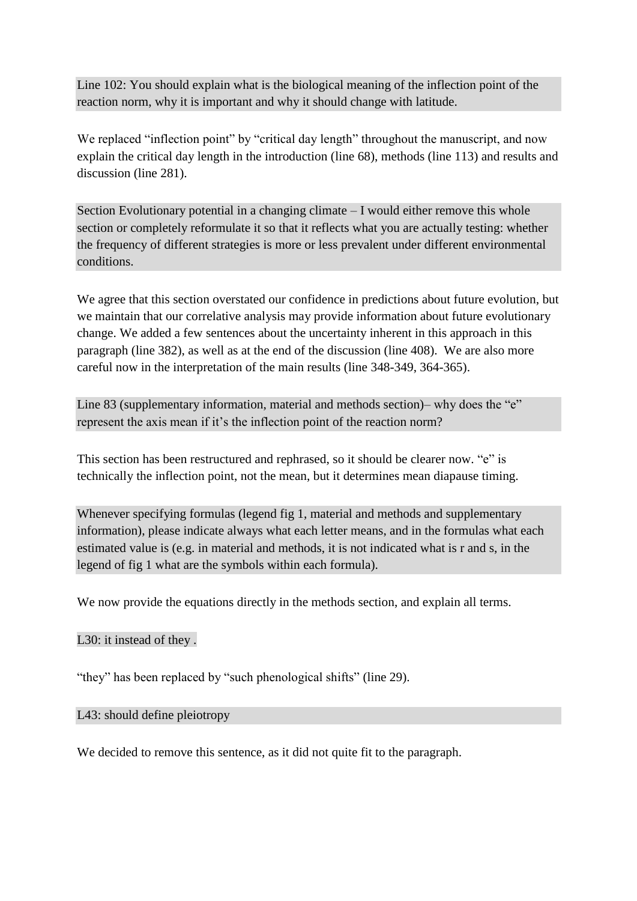Line 102: You should explain what is the biological meaning of the inflection point of the reaction norm, why it is important and why it should change with latitude.

We replaced "inflection point" by "critical day length" throughout the manuscript, and now explain the critical day length in the introduction (line 68), methods (line 113) and results and discussion (line 281).

Section Evolutionary potential in a changing climate – I would either remove this whole section or completely reformulate it so that it reflects what you are actually testing: whether the frequency of different strategies is more or less prevalent under different environmental conditions.

We agree that this section overstated our confidence in predictions about future evolution, but we maintain that our correlative analysis may provide information about future evolutionary change. We added a few sentences about the uncertainty inherent in this approach in this paragraph (line 382), as well as at the end of the discussion (line 408). We are also more careful now in the interpretation of the main results (line 348-349, 364-365).

Line 83 (supplementary information, material and methods section)– why does the "e" represent the axis mean if it's the inflection point of the reaction norm?

This section has been restructured and rephrased, so it should be clearer now. "e" is technically the inflection point, not the mean, but it determines mean diapause timing.

Whenever specifying formulas (legend fig 1, material and methods and supplementary information), please indicate always what each letter means, and in the formulas what each estimated value is (e.g. in material and methods, it is not indicated what is r and s, in the legend of fig 1 what are the symbols within each formula).

We now provide the equations directly in the methods section, and explain all terms.

L30: it instead of they .

"they" has been replaced by "such phenological shifts" (line 29).

L43: should define pleiotropy

We decided to remove this sentence, as it did not quite fit to the paragraph.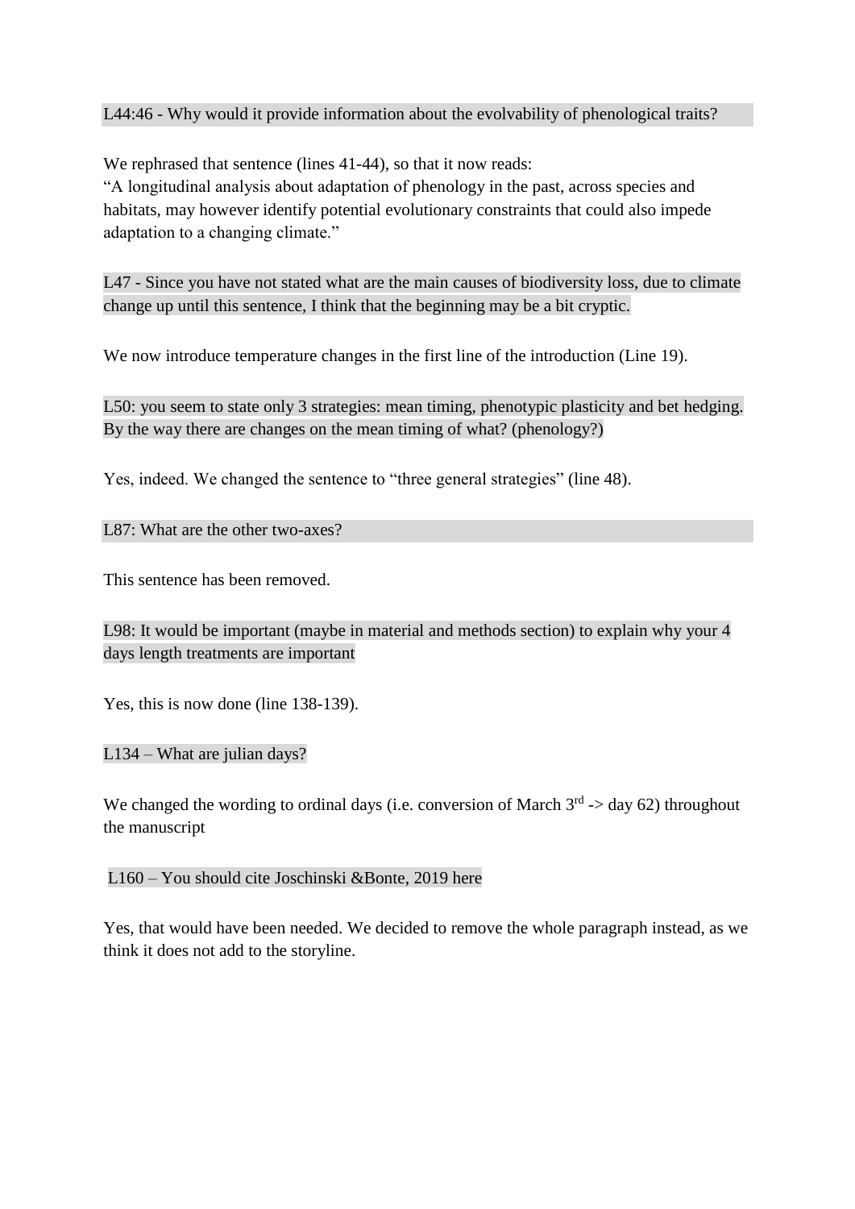L44:46 - Why would it provide information about the evolvability of phenological traits?

We rephrased that sentence (lines 41-44), so that it now reads:
"A longitudinal analysis about adaptation of phenology in the past, across species and habitats, may however identify potential evolutionary constraints that could also impede adaptation to a changing climate."

L47 - Since you have not stated what are the main causes of biodiversity loss, due to climate change up until this sentence, I think that the beginning may be a bit cryptic.

We now introduce temperature changes in the first line of the introduction (Line 19).

L50: you seem to state only 3 strategies: mean timing, phenotypic plasticity and bet hedging. By the way there are changes on the mean timing of what? (phenology?)

Yes, indeed. We changed the sentence to "three general strategies" (line 48).

L87: What are the other two-axes?

This sentence has been removed.

L98: It would be important (maybe in material and methods section) to explain why your 4 days length treatments are important

Yes, this is now done (line 138-139).

L134 – What are julian days?

We changed the wording to ordinal days (i.e. conversion of March 3rd -> day 62) throughout the manuscript

L160 – You should cite Joschinski &Bonte, 2019 here

Yes, that would have been needed. We decided to remove the whole paragraph instead, as we think it does not add to the storyline.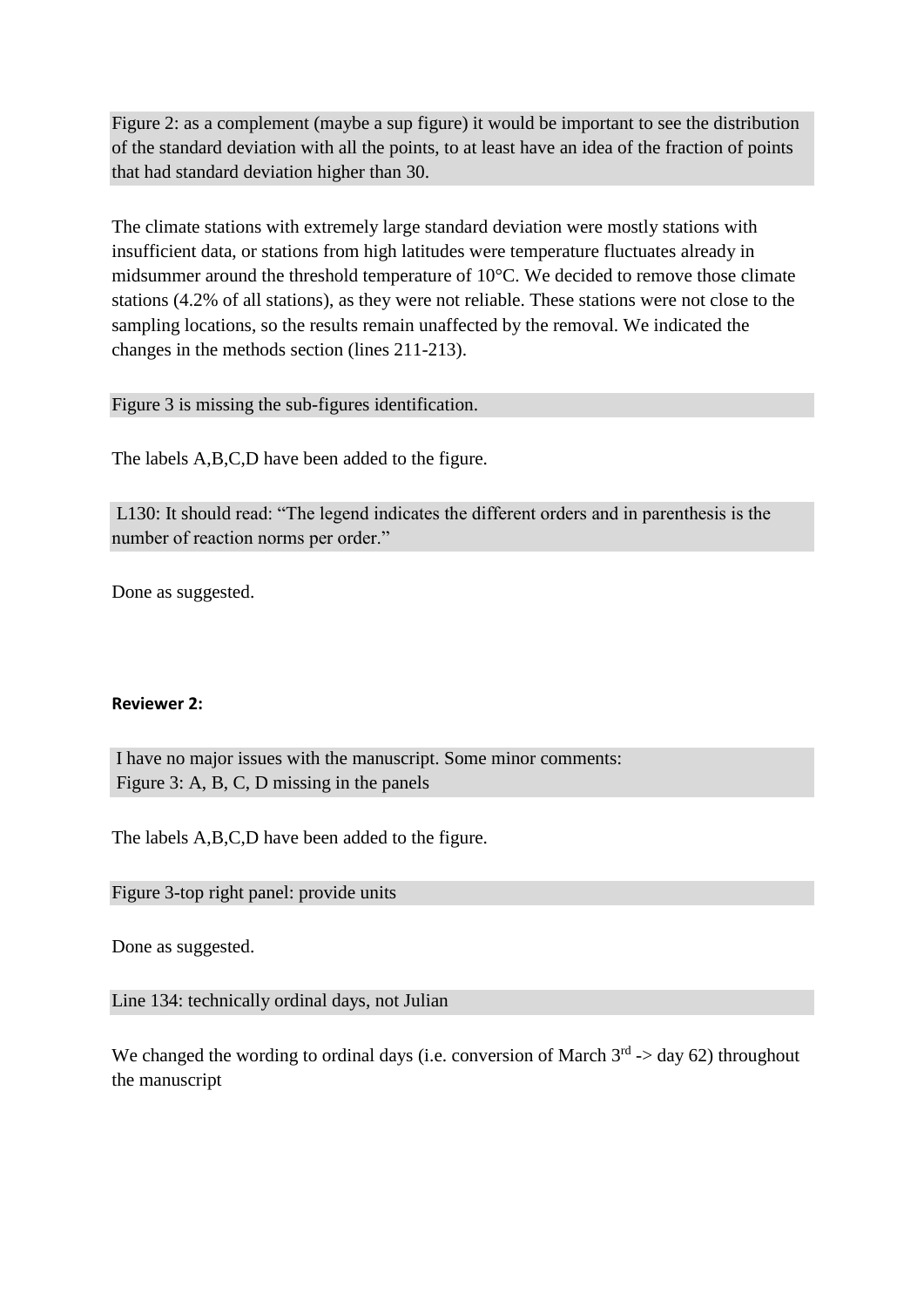Figure 2: as a complement (maybe a sup figure) it would be important to see the distribution of the standard deviation with all the points, to at least have an idea of the fraction of points that had standard deviation higher than 30.

The climate stations with extremely large standard deviation were mostly stations with insufficient data, or stations from high latitudes were temperature fluctuates already in midsummer around the threshold temperature of 10°C. We decided to remove those climate stations (4.2% of all stations), as they were not reliable. These stations were not close to the sampling locations, so the results remain unaffected by the removal. We indicated the changes in the methods section (lines 211-213).

Figure 3 is missing the sub-figures identification.

The labels A,B,C,D have been added to the figure.

L130: It should read: "The legend indicates the different orders and in parenthesis is the number of reaction norms per order."

Done as suggested.

**Reviewer 2:**

I have no major issues with the manuscript. Some minor comments:
Figure 3: A, B, C, D missing in the panels

The labels A,B,C,D have been added to the figure.

Figure 3-top right panel: provide units

Done as suggested.

Line 134: technically ordinal days, not Julian

We changed the wording to ordinal days (i.e. conversion of March 3rd -> day 62) throughout the manuscript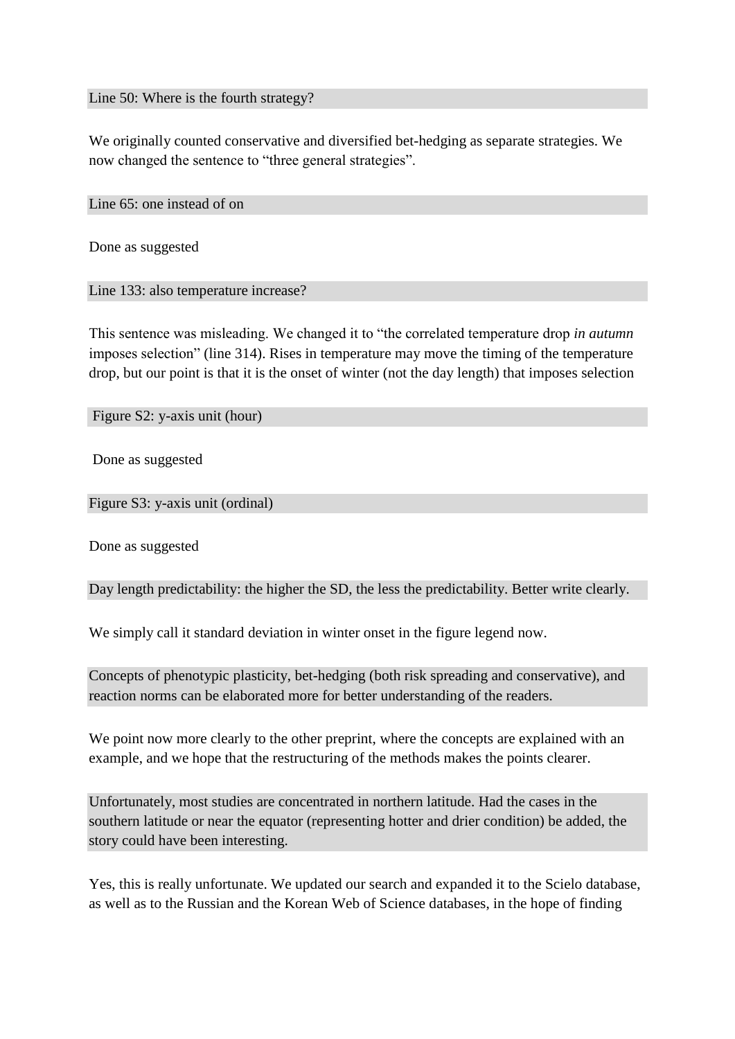Line 50: Where is the fourth strategy?

We originally counted conservative and diversified bet-hedging as separate strategies. We now changed the sentence to “three general strategies”.

Line 65: one instead of on

Done as suggested

Line 133: also temperature increase?

This sentence was misleading. We changed it to “the correlated temperature drop *in autumn* imposes selection” (line 314). Rises in temperature may move the timing of the temperature drop, but our point is that it is the onset of winter (not the day length) that imposes selection

Figure S2: y-axis unit (hour)

Done as suggested

Figure S3: y-axis unit (ordinal)

Done as suggested

Day length predictability: the higher the SD, the less the predictability. Better write clearly.

We simply call it standard deviation in winter onset in the figure legend now.

Concepts of phenotypic plasticity, bet-hedging (both risk spreading and conservative), and reaction norms can be elaborated more for better understanding of the readers.

We point now more clearly to the other preprint, where the concepts are explained with an example, and we hope that the restructuring of the methods makes the points clearer.

Unfortunately, most studies are concentrated in northern latitude. Had the cases in the southern latitude or near the equator (representing hotter and drier condition) be added, the story could have been interesting.

Yes, this is really unfortunate. We updated our search and expanded it to the Scielo database, as well as to the Russian and the Korean Web of Science databases, in the hope of finding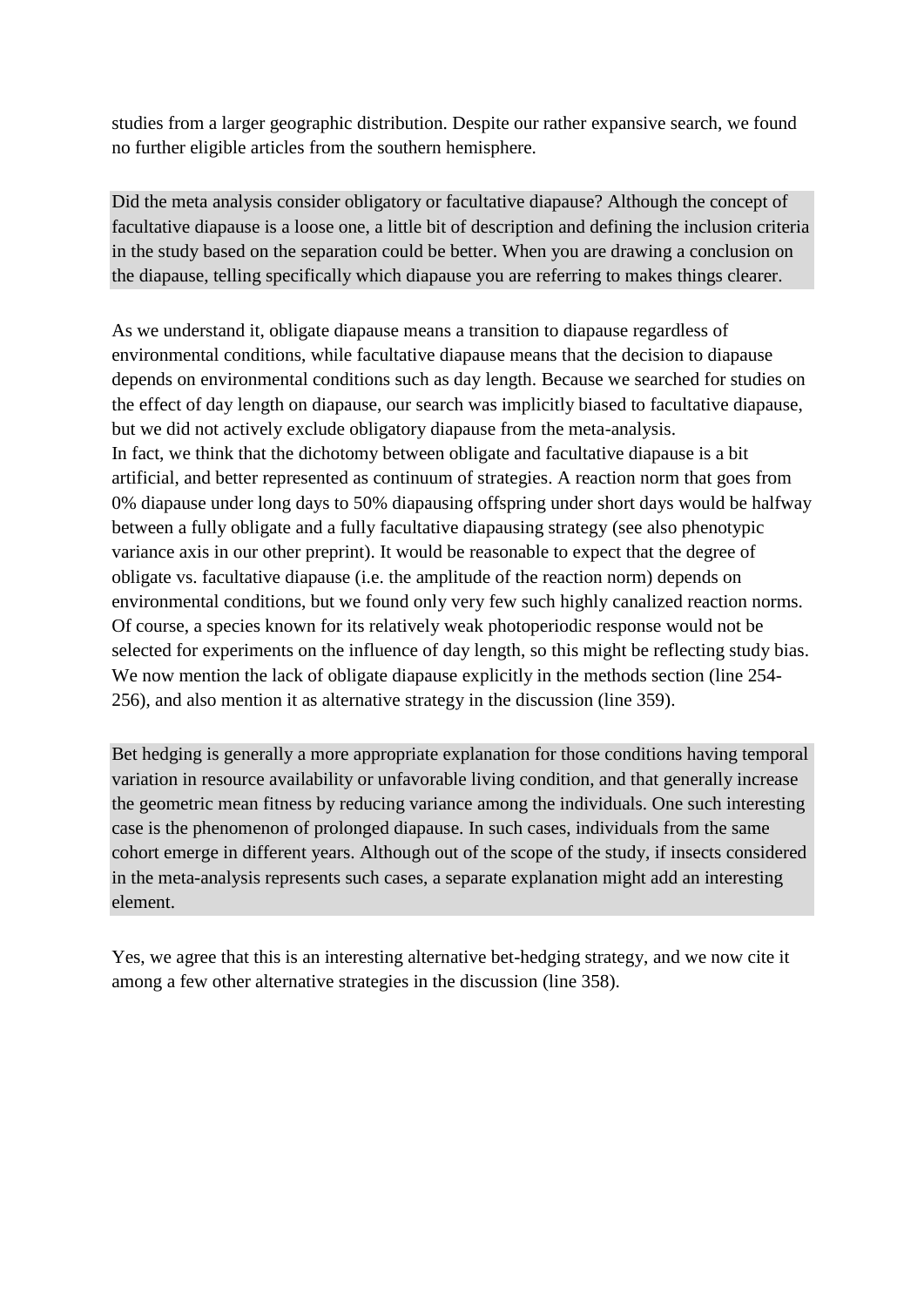studies from a larger geographic distribution. Despite our rather expansive search, we found no further eligible articles from the southern hemisphere.

Did the meta analysis consider obligatory or facultative diapause? Although the concept of facultative diapause is a loose one, a little bit of description and defining the inclusion criteria in the study based on the separation could be better. When you are drawing a conclusion on the diapause, telling specifically which diapause you are referring to makes things clearer.

As we understand it, obligate diapause means a transition to diapause regardless of environmental conditions, while facultative diapause means that the decision to diapause depends on environmental conditions such as day length. Because we searched for studies on the effect of day length on diapause, our search was implicitly biased to facultative diapause, but we did not actively exclude obligatory diapause from the meta-analysis.
In fact, we think that the dichotomy between obligate and facultative diapause is a bit artificial, and better represented as continuum of strategies. A reaction norm that goes from 0% diapause under long days to 50% diapausing offspring under short days would be halfway between a fully obligate and a fully facultative diapausing strategy (see also phenotypic variance axis in our other preprint). It would be reasonable to expect that the degree of obligate vs. facultative diapause (i.e. the amplitude of the reaction norm) depends on environmental conditions, but we found only very few such highly canalized reaction norms. Of course, a species known for its relatively weak photoperiodic response would not be selected for experiments on the influence of day length, so this might be reflecting study bias. We now mention the lack of obligate diapause explicitly in the methods section (line 254-256), and also mention it as alternative strategy in the discussion (line 359).

Bet hedging is generally a more appropriate explanation for those conditions having temporal variation in resource availability or unfavorable living condition, and that generally increase the geometric mean fitness by reducing variance among the individuals. One such interesting case is the phenomenon of prolonged diapause. In such cases, individuals from the same cohort emerge in different years. Although out of the scope of the study, if insects considered in the meta-analysis represents such cases, a separate explanation might add an interesting element.

Yes, we agree that this is an interesting alternative bet-hedging strategy, and we now cite it among a few other alternative strategies in the discussion (line 358).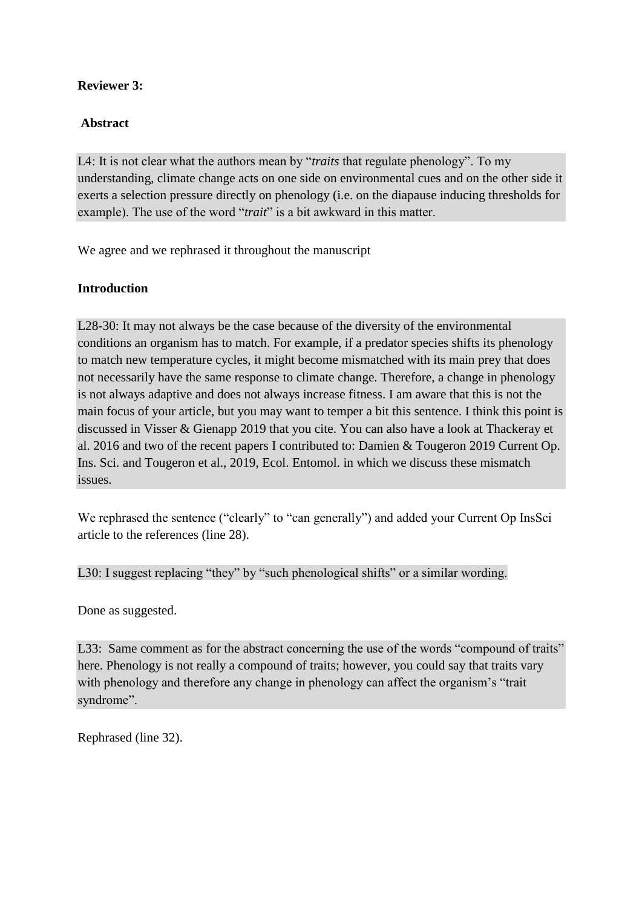**Reviewer 3:**

**Abstract**

L4: It is not clear what the authors mean by "*traits* that regulate phenology". To my understanding, climate change acts on one side on environmental cues and on the other side it exerts a selection pressure directly on phenology (i.e. on the diapause inducing thresholds for example). The use of the word "*trait*" is a bit awkward in this matter.

We agree and we rephrased it throughout the manuscript

**Introduction**

L28-30: It may not always be the case because of the diversity of the environmental conditions an organism has to match. For example, if a predator species shifts its phenology to match new temperature cycles, it might become mismatched with its main prey that does not necessarily have the same response to climate change. Therefore, a change in phenology is not always adaptive and does not always increase fitness. I am aware that this is not the main focus of your article, but you may want to temper a bit this sentence. I think this point is discussed in Visser & Gienapp 2019 that you cite. You can also have a look at Thackeray et al. 2016 and two of the recent papers I contributed to: Damien & Tougeron 2019 Current Op. Ins. Sci. and Tougeron et al., 2019, Ecol. Entomol. in which we discuss these mismatch issues.

We rephrased the sentence ("clearly" to "can generally") and added your Current Op InsSci article to the references (line 28).

L30: I suggest replacing "they" by "such phenological shifts" or a similar wording.

Done as suggested.

L33: Same comment as for the abstract concerning the use of the words "compound of traits" here. Phenology is not really a compound of traits; however, you could say that traits vary with phenology and therefore any change in phenology can affect the organism's "trait syndrome".

Rephrased (line 32).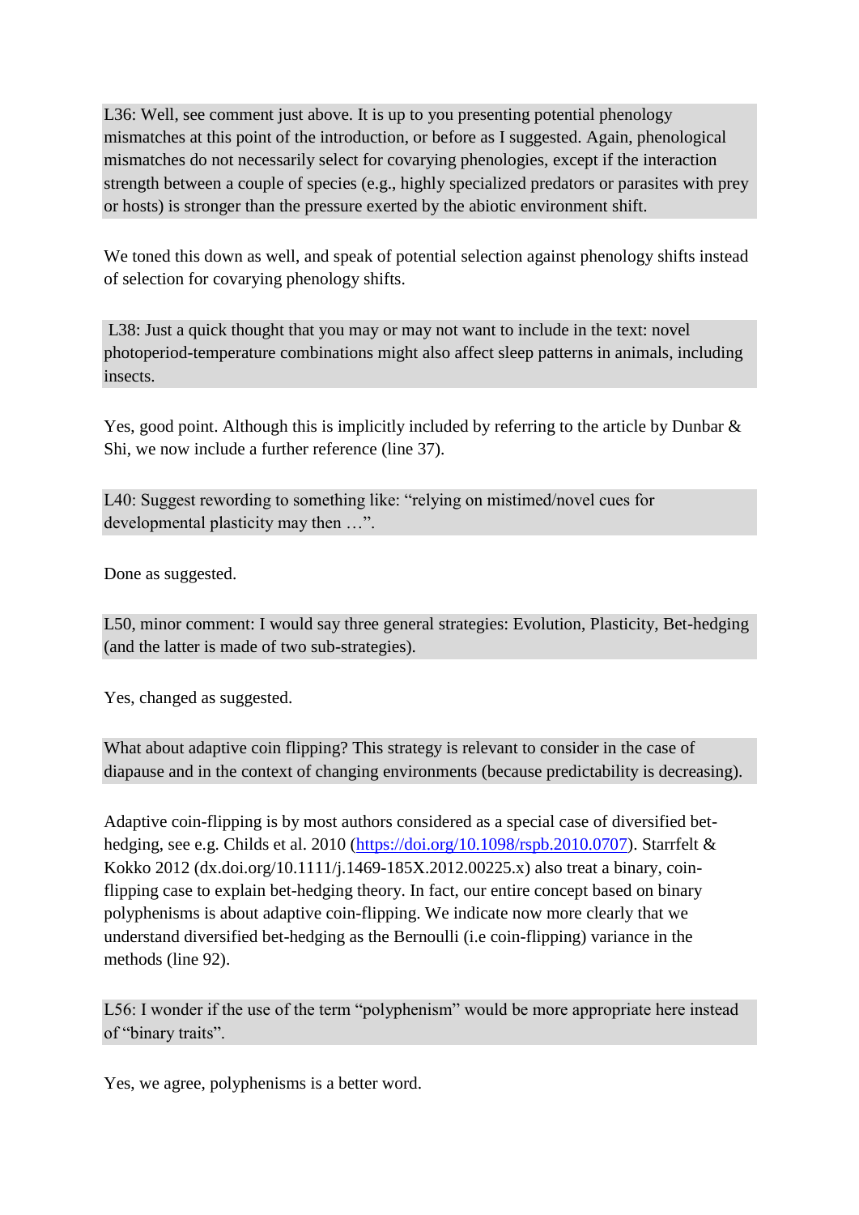L36: Well, see comment just above. It is up to you presenting potential phenology mismatches at this point of the introduction, or before as I suggested. Again, phenological mismatches do not necessarily select for covarying phenologies, except if the interaction strength between a couple of species (e.g., highly specialized predators or parasites with prey or hosts) is stronger than the pressure exerted by the abiotic environment shift.

We toned this down as well, and speak of potential selection against phenology shifts instead of selection for covarying phenology shifts.

L38: Just a quick thought that you may or may not want to include in the text: novel photoperiod-temperature combinations might also affect sleep patterns in animals, including insects.

Yes, good point. Although this is implicitly included by referring to the article by Dunbar & Shi, we now include a further reference (line 37).

L40: Suggest rewording to something like: "relying on mistimed/novel cues for developmental plasticity may then …".

Done as suggested.

L50, minor comment: I would say three general strategies: Evolution, Plasticity, Bet-hedging (and the latter is made of two sub-strategies).

Yes, changed as suggested.

What about adaptive coin flipping? This strategy is relevant to consider in the case of diapause and in the context of changing environments (because predictability is decreasing).

Adaptive coin-flipping is by most authors considered as a special case of diversified bet-hedging, see e.g. Childs et al. 2010 (https://doi.org/10.1098/rspb.2010.0707). Starrfelt & Kokko 2012 (dx.doi.org/10.1111/j.1469-185X.2012.00225.x) also treat a binary, coin-flipping case to explain bet-hedging theory. In fact, our entire concept based on binary polyphenisms is about adaptive coin-flipping. We indicate now more clearly that we understand diversified bet-hedging as the Bernoulli (i.e coin-flipping) variance in the methods (line 92).

L56: I wonder if the use of the term "polyphenism" would be more appropriate here instead of "binary traits".

Yes, we agree, polyphenisms is a better word.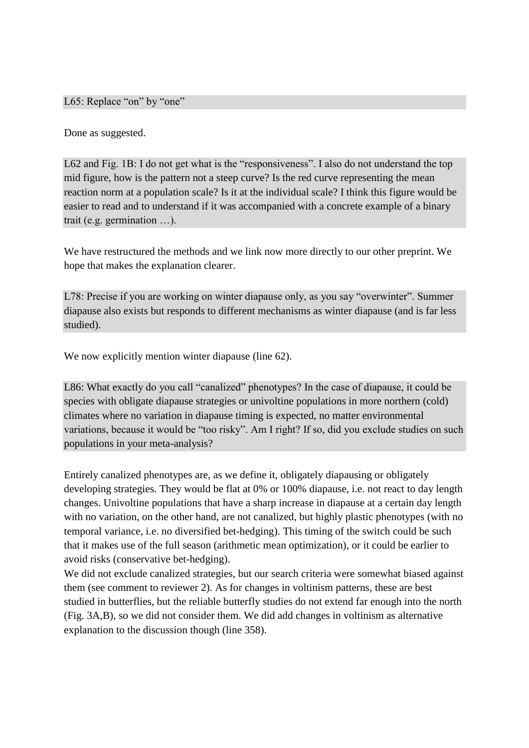L65: Replace “on” by “one”

Done as suggested.

L62 and Fig. 1B: I do not get what is the “responsiveness”. I also do not understand the top mid figure, how is the pattern not a steep curve? Is the red curve representing the mean reaction norm at a population scale? Is it at the individual scale? I think this figure would be easier to read and to understand if it was accompanied with a concrete example of a binary trait (e.g. germination …).

We have restructured the methods and we link now more directly to our other preprint. We hope that makes the explanation clearer.

L78: Precise if you are working on winter diapause only, as you say “overwinter”. Summer diapause also exists but responds to different mechanisms as winter diapause (and is far less studied).

We now explicitly mention winter diapause (line 62).

L86: What exactly do you call “canalized” phenotypes? In the case of diapause, it could be species with obligate diapause strategies or univoltine populations in more northern (cold) climates where no variation in diapause timing is expected, no matter environmental variations, because it would be “too risky”. Am I right? If so, did you exclude studies on such populations in your meta-analysis?

Entirely canalized phenotypes are, as we define it, obligately diapausing or obligately developing strategies. They would be flat at 0% or 100% diapause, i.e. not react to day length changes. Univoltine populations that have a sharp increase in diapause at a certain day length with no variation, on the other hand, are not canalized, but highly plastic phenotypes (with no temporal variance, i.e. no diversified bet-hedging). This timing of the switch could be such that it makes use of the full season (arithmetic mean optimization), or it could be earlier to avoid risks (conservative bet-hedging).
We did not exclude canalized strategies, but our search criteria were somewhat biased against them (see comment to reviewer 2). As for changes in voltinism patterns, these are best studied in butterflies, but the reliable butterfly studies do not extend far enough into the north (Fig. 3A,B), so we did not consider them. We did add changes in voltinism as alternative explanation to the discussion though (line 358).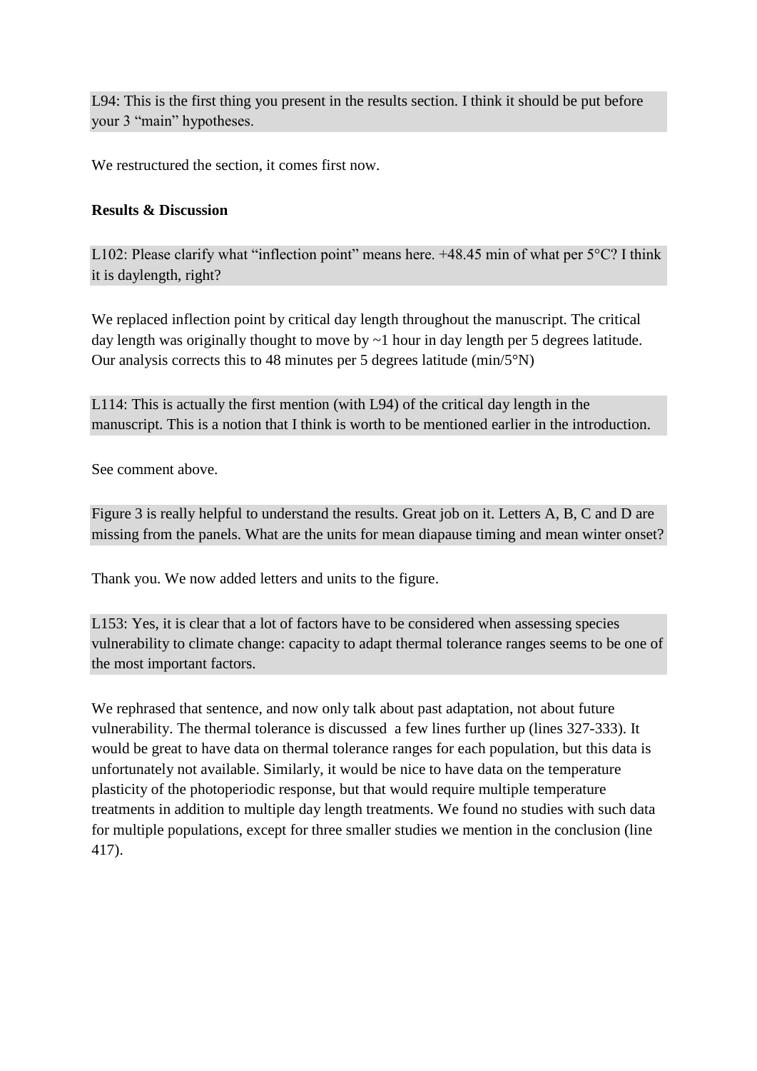L94: This is the first thing you present in the results section. I think it should be put before your 3 "main" hypotheses.

We restructured the section, it comes first now.

**Results & Discussion**

L102: Please clarify what "inflection point" means here. +48.45 min of what per 5°C? I think it is daylength, right?

We replaced inflection point by critical day length throughout the manuscript. The critical day length was originally thought to move by ~1 hour in day length per 5 degrees latitude. Our analysis corrects this to 48 minutes per 5 degrees latitude (min/5°N)

L114: This is actually the first mention (with L94) of the critical day length in the manuscript. This is a notion that I think is worth to be mentioned earlier in the introduction.

See comment above.

Figure 3 is really helpful to understand the results. Great job on it. Letters A, B, C and D are missing from the panels. What are the units for mean diapause timing and mean winter onset?

Thank you. We now added letters and units to the figure.

L153: Yes, it is clear that a lot of factors have to be considered when assessing species vulnerability to climate change: capacity to adapt thermal tolerance ranges seems to be one of the most important factors.

We rephrased that sentence, and now only talk about past adaptation, not about future vulnerability. The thermal tolerance is discussed a few lines further up (lines 327-333). It would be great to have data on thermal tolerance ranges for each population, but this data is unfortunately not available. Similarly, it would be nice to have data on the temperature plasticity of the photoperiodic response, but that would require multiple temperature treatments in addition to multiple day length treatments. We found no studies with such data for multiple populations, except for three smaller studies we mention in the conclusion (line 417).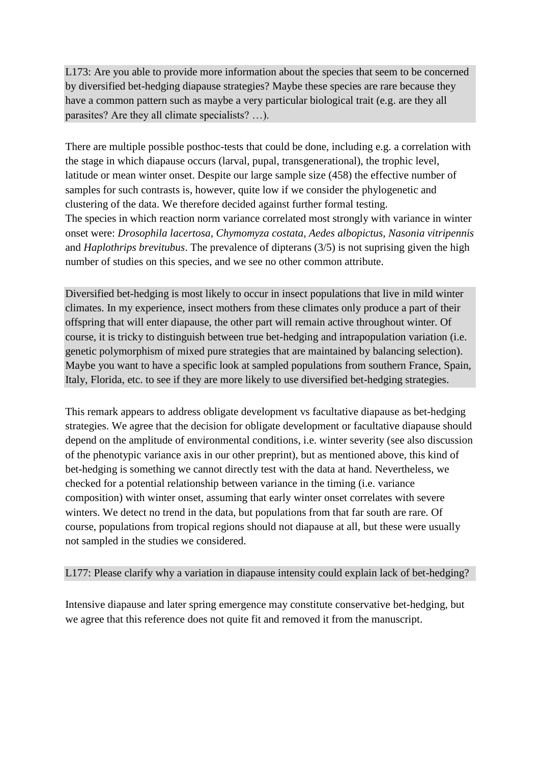L173: Are you able to provide more information about the species that seem to be concerned by diversified bet-hedging diapause strategies? Maybe these species are rare because they have a common pattern such as maybe a very particular biological trait (e.g. are they all parasites? Are they all climate specialists? …).

There are multiple possible posthoc-tests that could be done, including e.g. a correlation with the stage in which diapause occurs (larval, pupal, transgenerational), the trophic level, latitude or mean winter onset. Despite our large sample size (458) the effective number of samples for such contrasts is, however, quite low if we consider the phylogenetic and clustering of the data. We therefore decided against further formal testing.
The species in which reaction norm variance correlated most strongly with variance in winter onset were: *Drosophila lacertosa*, *Chymomyza costata*, *Aedes albopictus*, *Nasonia vitripennis* and *Haplothrips brevitubus*. The prevalence of dipterans (3/5) is not suprising given the high number of studies on this species, and we see no other common attribute.

Diversified bet-hedging is most likely to occur in insect populations that live in mild winter climates. In my experience, insect mothers from these climates only produce a part of their offspring that will enter diapause, the other part will remain active throughout winter. Of course, it is tricky to distinguish between true bet-hedging and intrapopulation variation (i.e. genetic polymorphism of mixed pure strategies that are maintained by balancing selection). Maybe you want to have a specific look at sampled populations from southern France, Spain, Italy, Florida, etc. to see if they are more likely to use diversified bet-hedging strategies.

This remark appears to address obligate development vs facultative diapause as bet-hedging strategies. We agree that the decision for obligate development or facultative diapause should depend on the amplitude of environmental conditions, i.e. winter severity (see also discussion of the phenotypic variance axis in our other preprint), but as mentioned above, this kind of bet-hedging is something we cannot directly test with the data at hand. Nevertheless, we checked for a potential relationship between variance in the timing (i.e. variance composition) with winter onset, assuming that early winter onset correlates with severe winters. We detect no trend in the data, but populations from that far south are rare. Of course, populations from tropical regions should not diapause at all, but these were usually not sampled in the studies we considered.

L177: Please clarify why a variation in diapause intensity could explain lack of bet-hedging?

Intensive diapause and later spring emergence may constitute conservative bet-hedging, but we agree that this reference does not quite fit and removed it from the manuscript.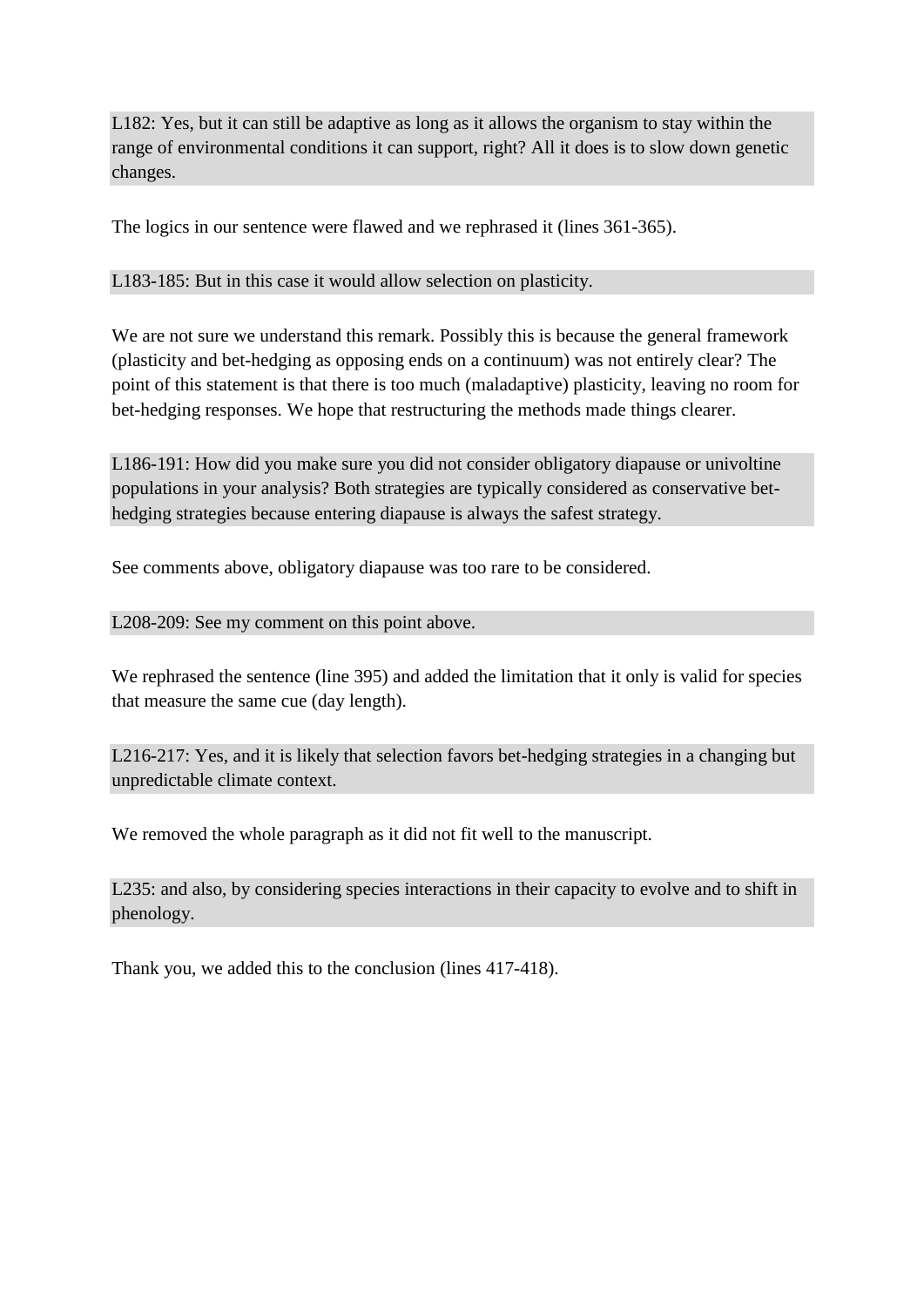L182: Yes, but it can still be adaptive as long as it allows the organism to stay within the range of environmental conditions it can support, right? All it does is to slow down genetic changes.

The logics in our sentence were flawed and we rephrased it (lines 361-365).

L183-185: But in this case it would allow selection on plasticity.

We are not sure we understand this remark. Possibly this is because the general framework (plasticity and bet-hedging as opposing ends on a continuum) was not entirely clear? The point of this statement is that there is too much (maladaptive) plasticity, leaving no room for bet-hedging responses. We hope that restructuring the methods made things clearer.

L186-191: How did you make sure you did not consider obligatory diapause or univoltine populations in your analysis? Both strategies are typically considered as conservative bet-hedging strategies because entering diapause is always the safest strategy.

See comments above, obligatory diapause was too rare to be considered.

L208-209: See my comment on this point above.

We rephrased the sentence (line 395) and added the limitation that it only is valid for species that measure the same cue (day length).

L216-217: Yes, and it is likely that selection favors bet-hedging strategies in a changing but unpredictable climate context.

We removed the whole paragraph as it did not fit well to the manuscript.

L235: and also, by considering species interactions in their capacity to evolve and to shift in phenology.

Thank you, we added this to the conclusion (lines 417-418).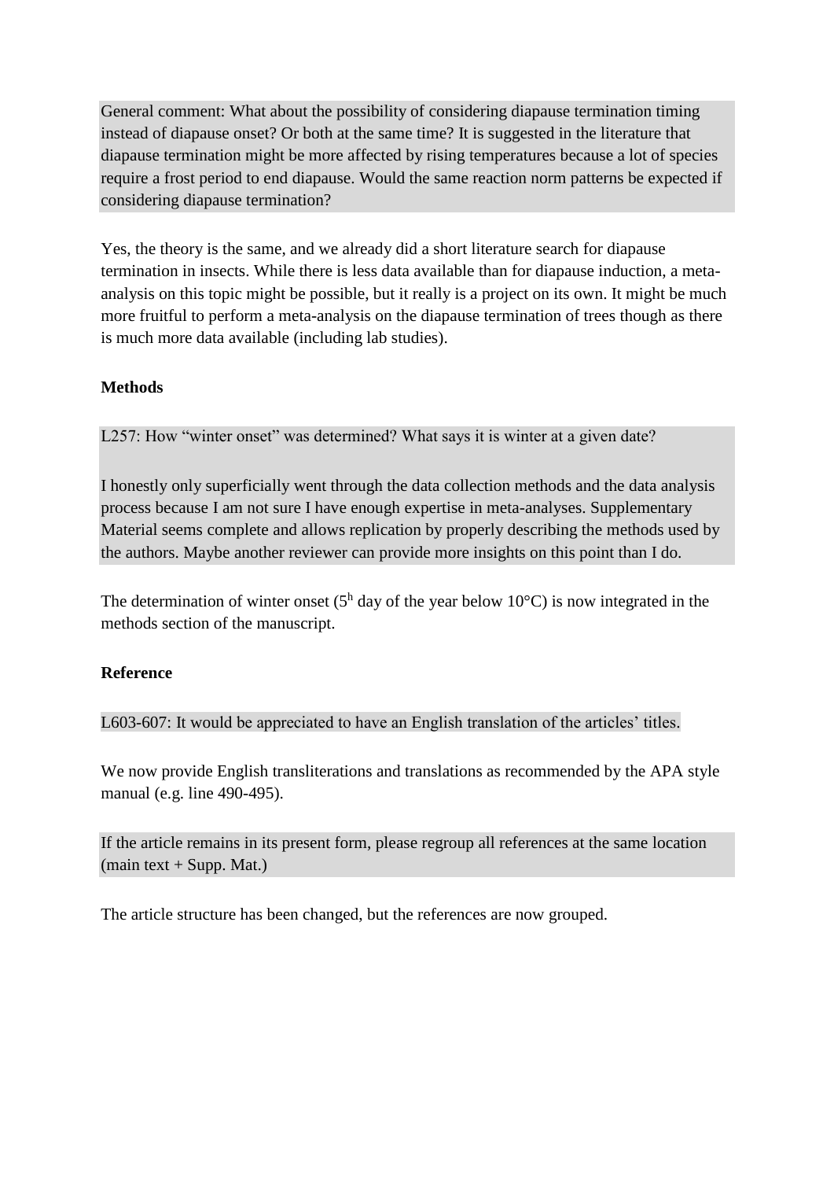General comment: What about the possibility of considering diapause termination timing instead of diapause onset? Or both at the same time? It is suggested in the literature that diapause termination might be more affected by rising temperatures because a lot of species require a frost period to end diapause. Would the same reaction norm patterns be expected if considering diapause termination?

Yes, the theory is the same, and we already did a short literature search for diapause termination in insects. While there is less data available than for diapause induction, a meta-analysis on this topic might be possible, but it really is a project on its own. It might be much more fruitful to perform a meta-analysis on the diapause termination of trees though as there is much more data available (including lab studies).

**Methods**

L257: How "winter onset" was determined? What says it is winter at a given date?

I honestly only superficially went through the data collection methods and the data analysis process because I am not sure I have enough expertise in meta-analyses. Supplementary Material seems complete and allows replication by properly describing the methods used by the authors. Maybe another reviewer can provide more insights on this point than I do.

The determination of winter onset ($5^h$ day of the year below 10°C) is now integrated in the methods section of the manuscript.

**Reference**

L603-607: It would be appreciated to have an English translation of the articles' titles.

We now provide English transliterations and translations as recommended by the APA style manual (e.g. line 490-495).

If the article remains in its present form, please regroup all references at the same location (main text + Supp. Mat.)

The article structure has been changed, but the references are now grouped.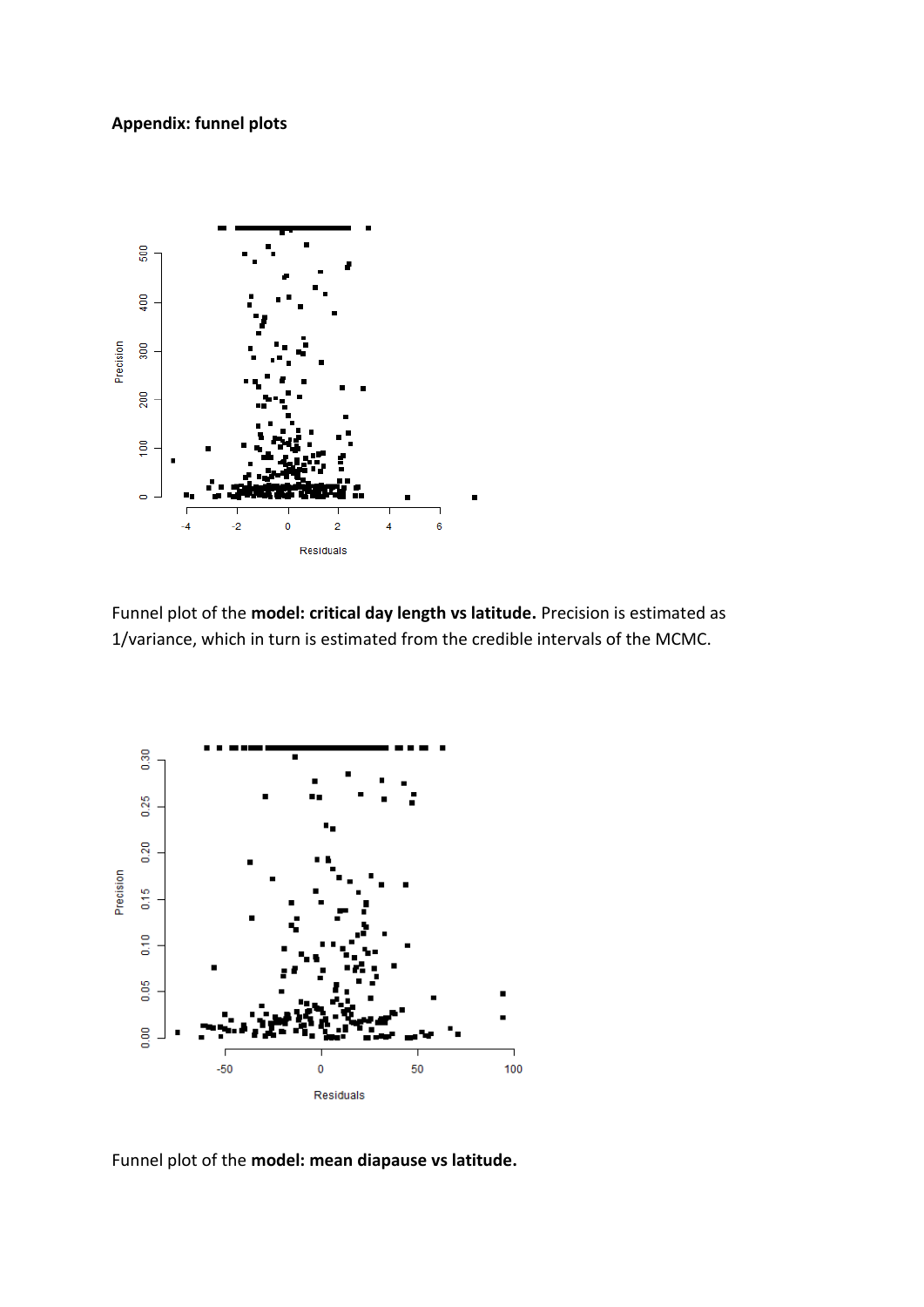**Appendix: funnel plots**

Funnel plot of the **model: critical day length vs latitude.** Precision is estimated as 1/variance, which in turn is estimated from the credible intervals of the MCMC.

Funnel plot of the **model: mean diapause vs latitude.**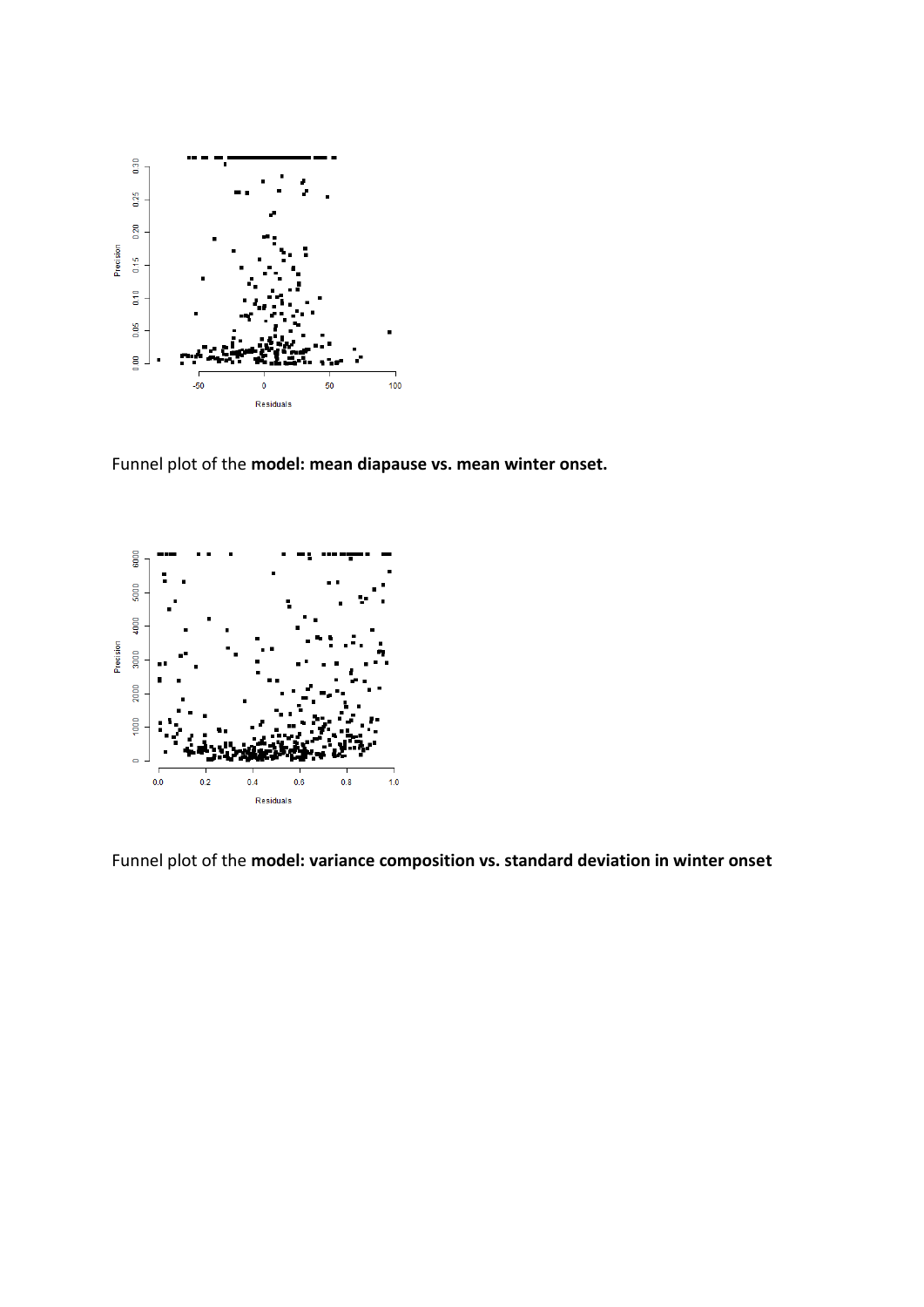Funnel plot of the **model: mean diapause vs. mean winter onset.**

Funnel plot of the **model: variance composition vs. standard deviation in winter onset**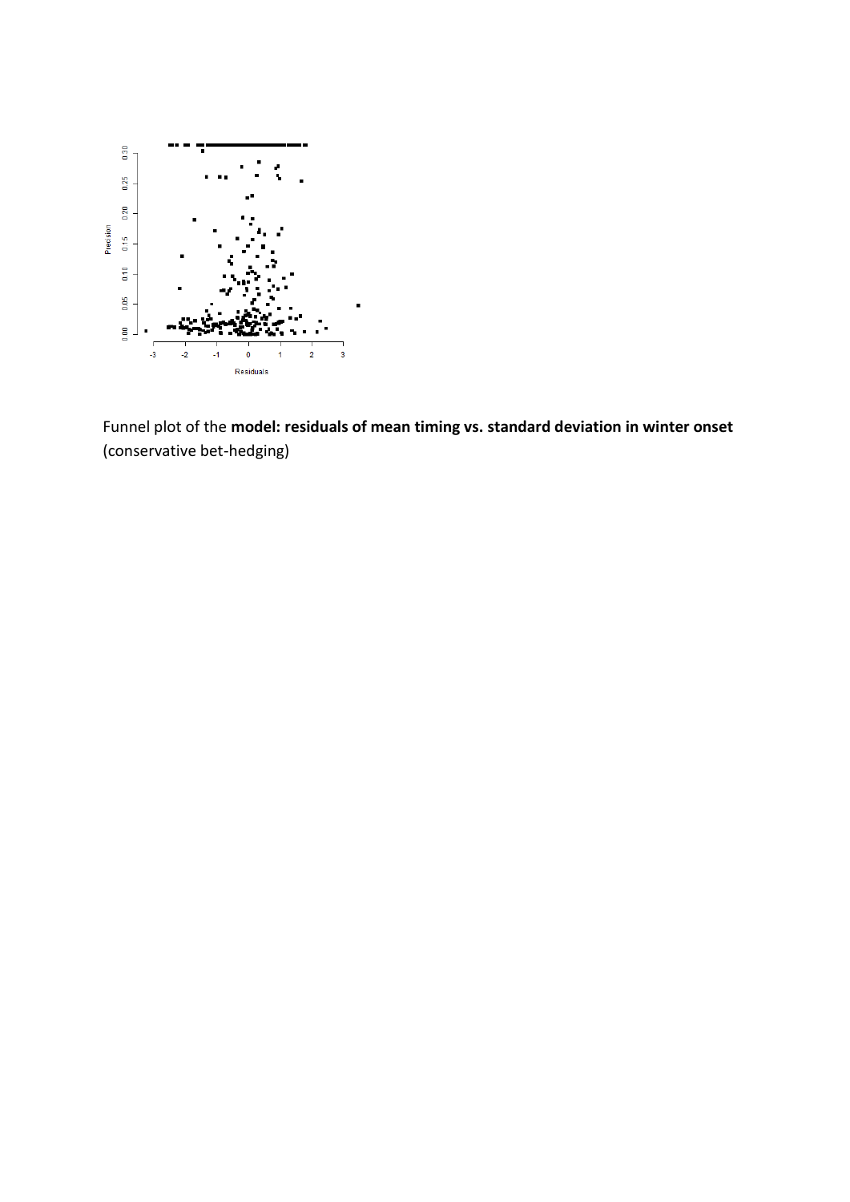Precision

0.00
0.05
0.10
0.15
0.20
0.25
0.30

-3
-2
-1
0
1
2
3

Residuals

Funnel plot of the **model: residuals of mean timing vs. standard deviation in winter onset** (conservative bet-hedging)